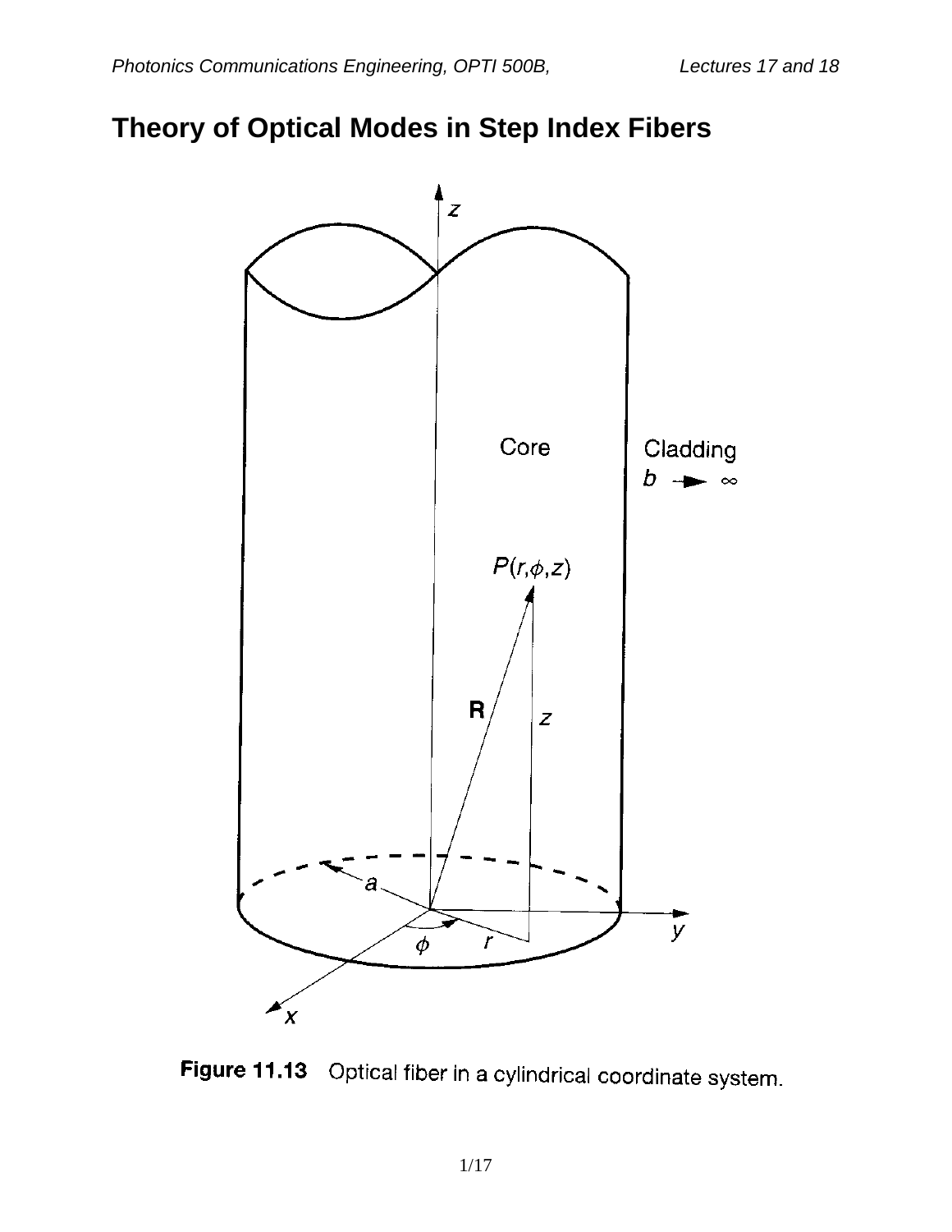# Theory of Optical Modes in Step Index Fibers

**Figure 11.13** Optical fiber in a cylindrical coordinate system.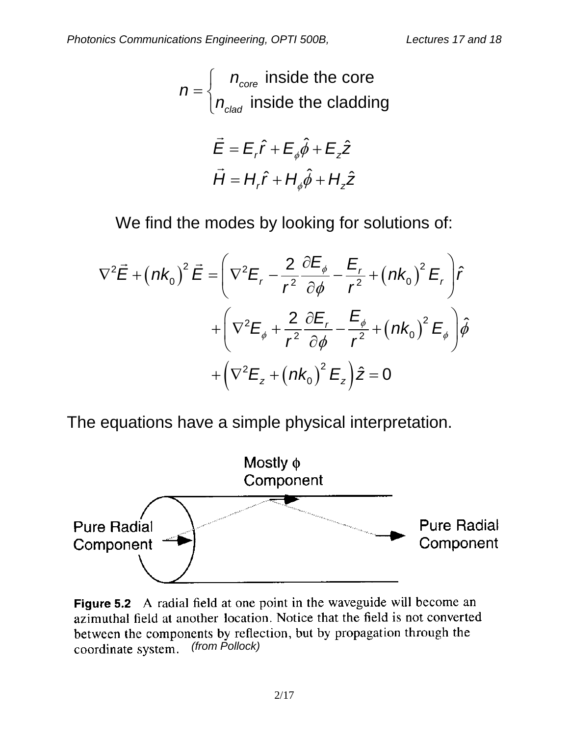$$n = \begin{cases} n_{core} \text{ inside the core} \\ n_{clad} \text{ inside the cladding} \end{cases}$$

$$\vec{E} = E_r \hat{r} + E_\phi \hat{\phi} + E_z \hat{z}$$
$$\vec{H} = H_r \hat{r} + H_\phi \hat{\phi} + H_z \hat{z}$$

We find the modes by looking for solutions of:

$$\nabla^2 \vec{E} + (nk_0)^2 \vec{E} = \left( \nabla^2 E_r - \frac{2}{r^2} \frac{\partial E_\phi}{\partial \phi} - \frac{E_r}{r^2} + (nk_0)^2 E_r \right) \hat{r}$$
$$+ \left( \nabla^2 E_\phi + \frac{2}{r^2} \frac{\partial E_r}{\partial \phi} - \frac{E_\phi}{r^2} + (nk_0)^2 E_\phi \right) \hat{\phi}$$
$$+ \left( \nabla^2 E_z + (nk_0)^2 E_z \right) \hat{z} = 0$$

The equations have a simple physical interpretation.

Mostly $\phi$ Component

Pure Radial Component

Pure Radial Component

**Figure 5.2** A radial field at one point in the waveguide will become an azimuthal field at another location. Notice that the field is not converted between the components by reflection, but by propagation through the coordinate system. *(from Pollock)*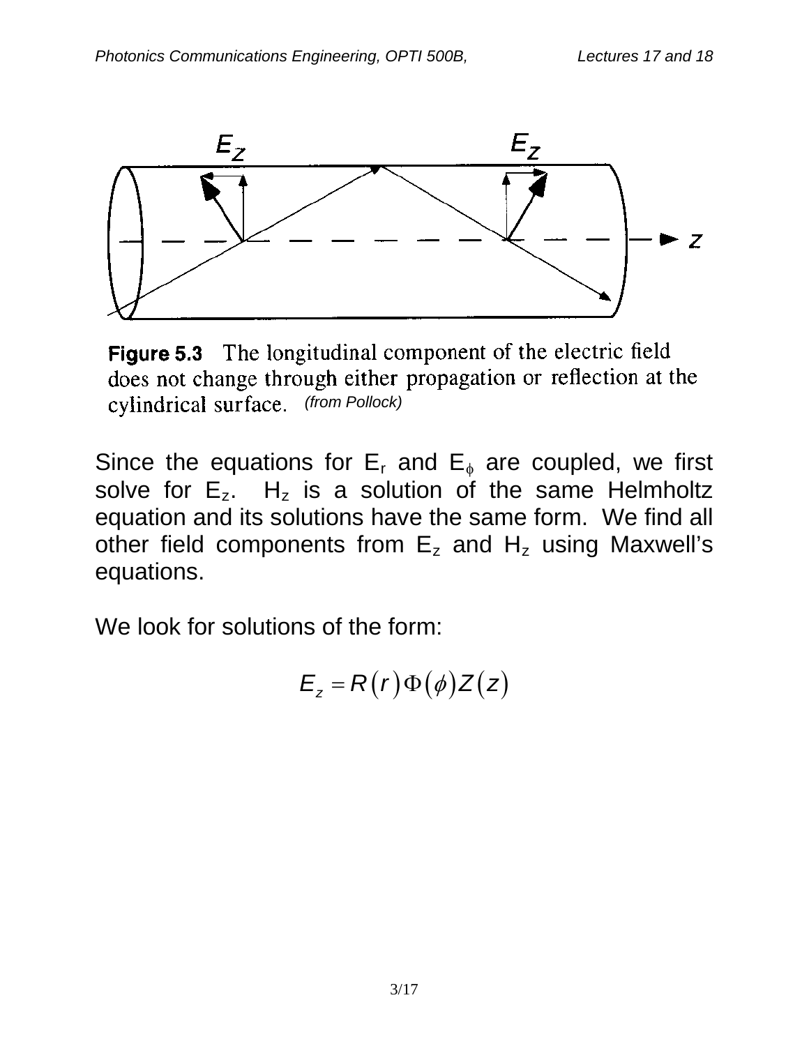**Figure 5.3** The longitudinal component of the electric field does not change through either propagation or reflection at the cylindrical surface. *(from Pollock)*

Since the equations for $E_r$ and $E_\phi$ are coupled, we first solve for $E_z$. $H_z$ is a solution of the same Helmholtz equation and its solutions have the same form. We find all other field components from $E_z$ and $H_z$ using Maxwell's equations.

We look for solutions of the form:

$$E_z = R(r)\Phi(\phi)Z(z)$$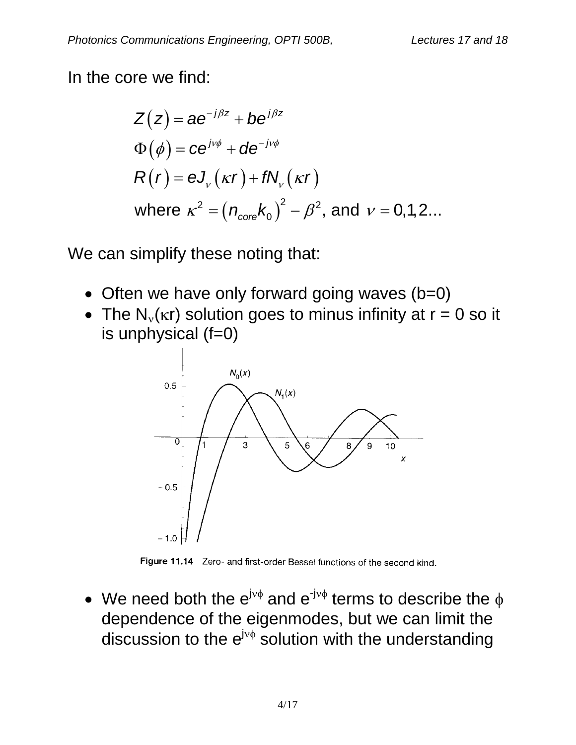In the core we find:

$$
\begin{aligned}
&Z(z) = ae^{-j\beta z} + be^{j\beta z} \\
&\Phi(\phi) = ce^{j\nu\phi} + de^{-j\nu\phi} \\
&R(r) = eJ_{\nu}(\kappa r) + fN_{\nu}(\kappa r) \\
&\text{where } \kappa^2 = (n_{core}k_0)^2 - \beta^2, \text{ and } \nu = 0,1,2...
\end{aligned}
$$

We can simplify these noting that:

- Often we have only forward going waves (b=0)
- The $N_{\nu}(\kappa r)$ solution goes to minus infinity at r = 0 so it is unphysical (f=0)

Figure 11.14 Zero- and first-order Bessel functions of the second kind.

- We need both the $e^{j\nu\phi}$ and $e^{-j\nu\phi}$ terms to describe the $\phi$ dependence of the eigenmodes, but we can limit the discussion to the $e^{j\nu\phi}$ solution with the understanding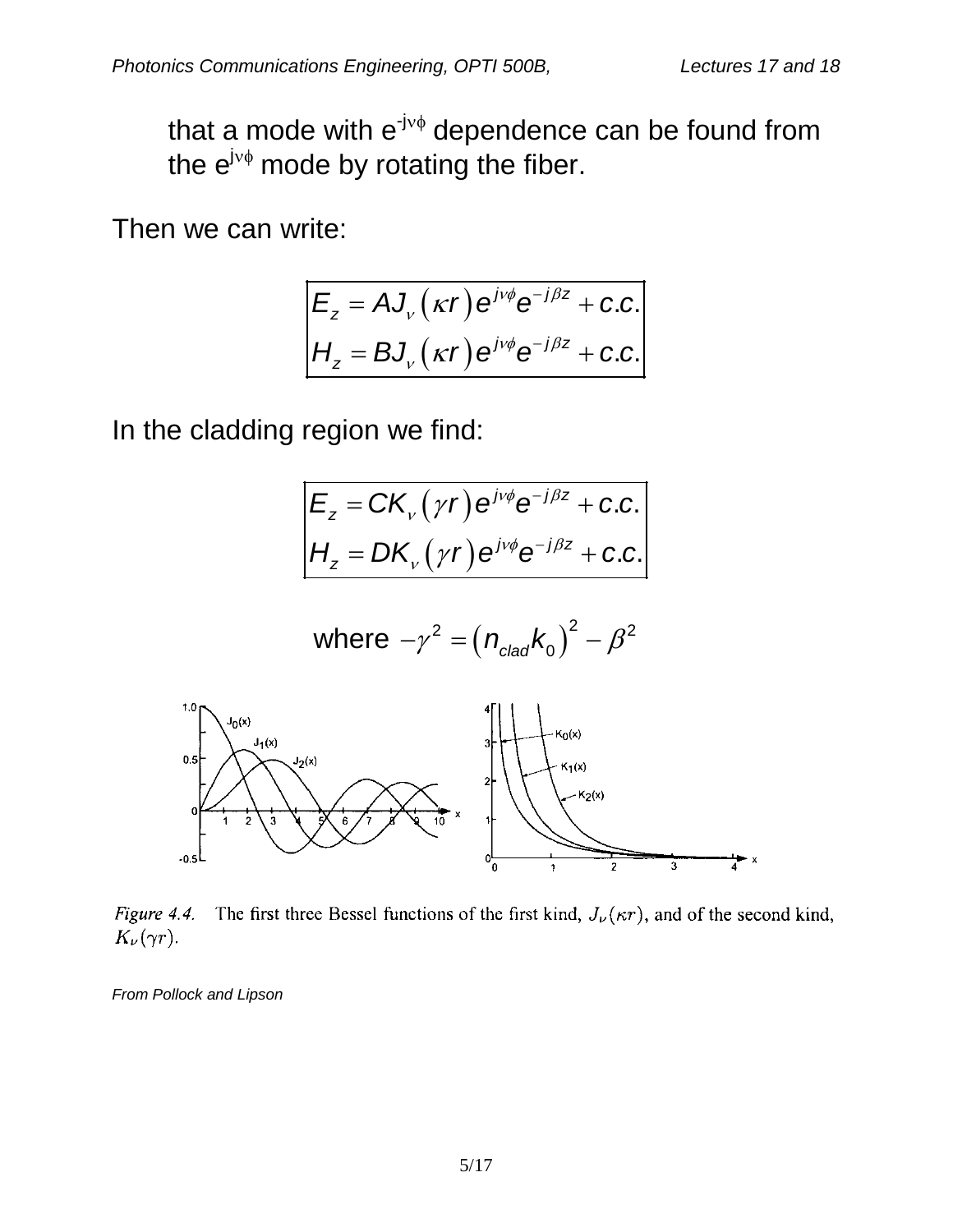that a mode with $e^{-j\nu\phi}$ dependence can be found from the $e^{j\nu\phi}$ mode by rotating the fiber.

Then we can write:

$$E_z = AJ_\nu(\kappa r)e^{j\nu\phi}e^{-j\beta z} + c.c.$$
$$H_z = BJ_\nu(\kappa r)e^{j\nu\phi}e^{-j\beta z} + c.c.$$

In the cladding region we find:

$$E_z = CK_\nu(\gamma r)e^{j\nu\phi}e^{-j\beta z} + c.c.$$
$$H_z = DK_\nu(\gamma r)e^{j\nu\phi}e^{-j\beta z} + c.c.$$

$$\text{where } -\gamma^2 = (n_{clad}k_0)^2 - \beta^2$$

*Figure 4.4.* The first three Bessel functions of the first kind, $J_\nu(\kappa r)$, and of the second kind, $K_\nu(\gamma r)$.

*From Pollock and Lipson*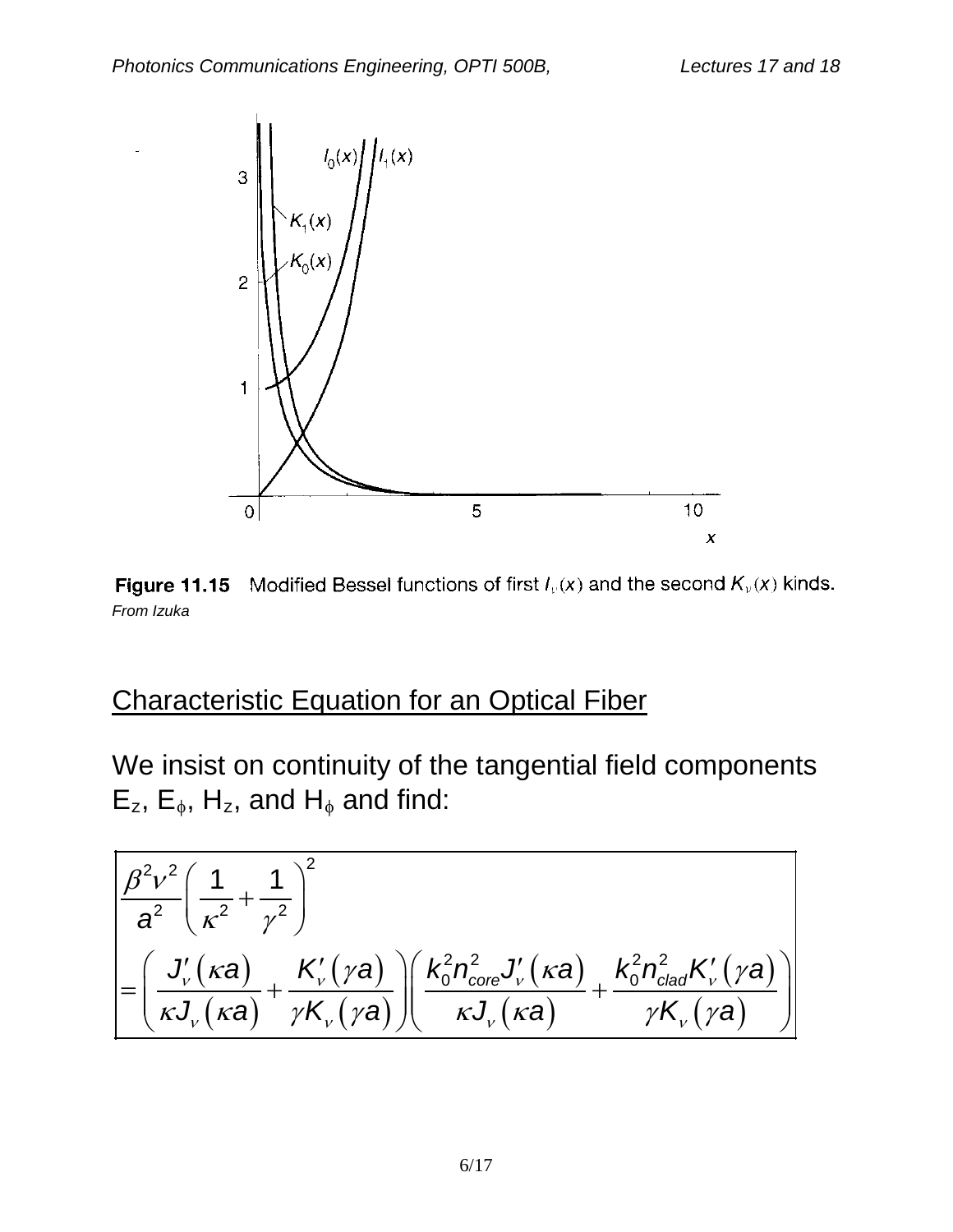**Figure 11.15** Modified Bessel functions of first $I_\nu(x)$ and the second $K_\nu(x)$ kinds.
*From Izuka*

## Characteristic Equation for an Optical Fiber

We insist on continuity of the tangential field components $E_z$, $E_\phi$, $H_z$, and $H_\phi$ and find:

$$
\begin{aligned}
&\frac{\beta^2 \nu^2}{a^2}\left(\frac{1}{\kappa^2}+\frac{1}{\gamma^2}\right)^2 \\
&=\left(\frac{J_\nu'(\kappa a)}{\kappa J_\nu(\kappa a)}+\frac{K_\nu'(\gamma a)}{\gamma K_\nu(\gamma a)}\right)\left(\frac{k_0^2 n_{core}^2 J_\nu'(\kappa a)}{\kappa J_\nu(\kappa a)}+\frac{k_0^2 n_{clad}^2 K_\nu'(\gamma a)}{\gamma K_\nu(\gamma a)}\right)
\end{aligned}
$$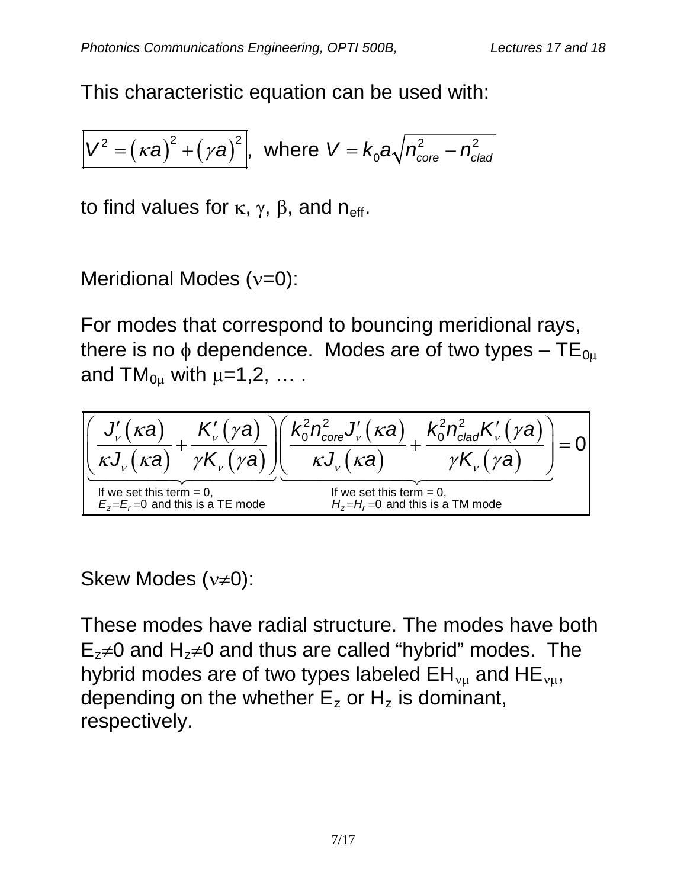This characteristic equation can be used with:

$$\boxed{V^2 = (\kappa a)^2 + (\gamma a)^2}, \text{ where } V = k_0 a\sqrt{n_{core}^2 - n_{clad}^2}$$

to find values for $\kappa$, $\gamma$, $\beta$, and $n_{eff}$.

Meridional Modes ($\nu$=0):

For modes that correspond to bouncing meridional rays, there is no $\phi$ dependence. Modes are of two types – $TE_{0\mu}$ and $TM_{0\mu}$ with $\mu$=1,2, … .

$$\underbrace{\left(\frac{J_\nu'(\kappa a)}{\kappa J_\nu(\kappa a)} + \frac{K_\nu'(\gamma a)}{\gamma K_\nu(\gamma a)}\right)}_{\substack{\text{If we set this term = 0,} \\ E_z = E_r = 0 \text{ and this is a TE mode}}} \underbrace{\left(\frac{k_0^2 n_{core}^2 J_\nu'(\kappa a)}{\kappa J_\nu(\kappa a)} + \frac{k_0^2 n_{clad}^2 K_\nu'(\gamma a)}{\gamma K_\nu(\gamma a)}\right)}_{\substack{\text{If we set this term = 0,} \\ H_z = H_r = 0 \text{ and this is a TM mode}}} = 0$$

Skew Modes ($\nu \neq 0$):

These modes have radial structure. The modes have both $E_z \neq 0$ and $H_z \neq 0$ and thus are called "hybrid" modes. The hybrid modes are of two types labeled $EH_{\nu\mu}$ and $HE_{\nu\mu}$, depending on the whether $E_z$ or $H_z$ is dominant, respectively.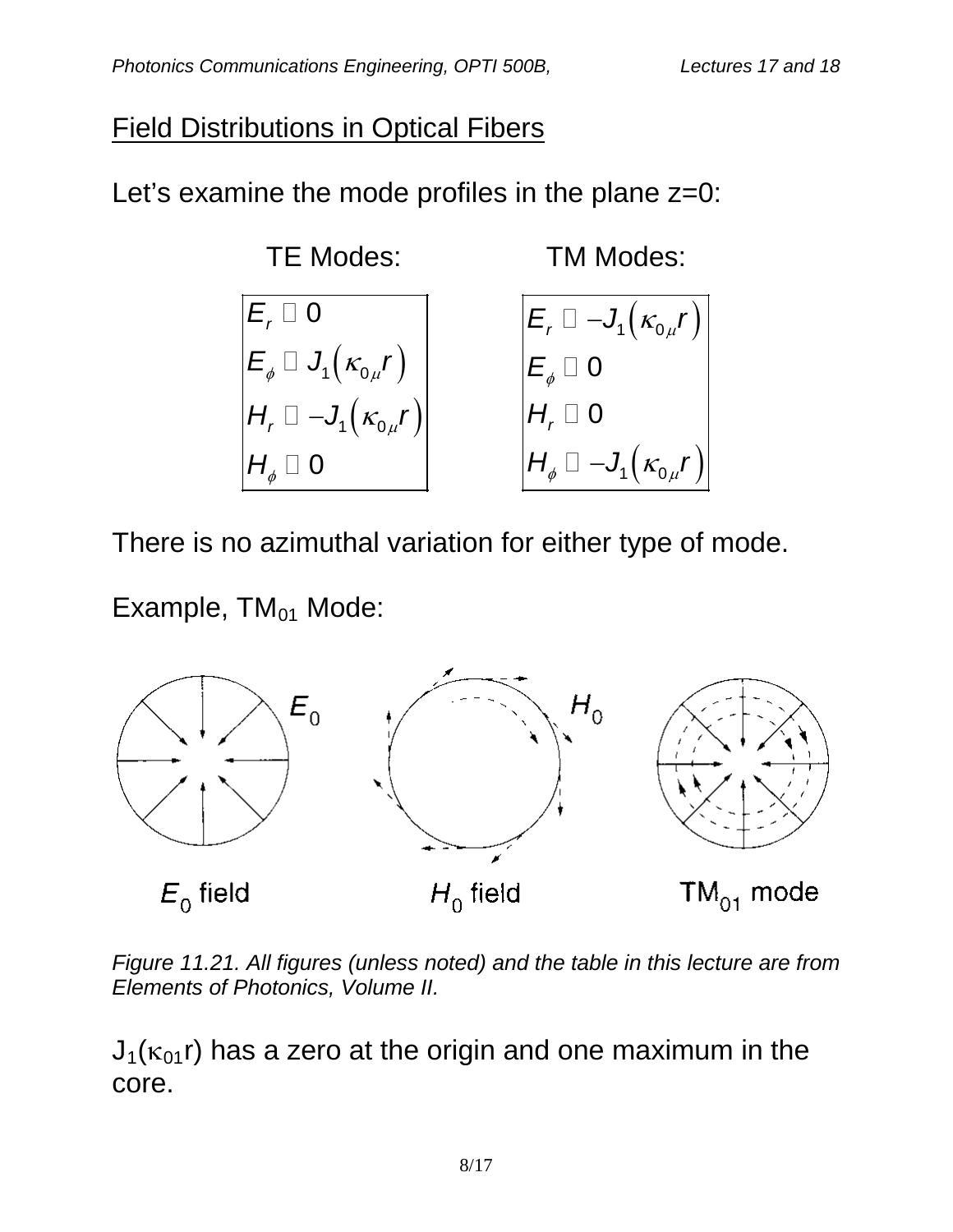## Field Distributions in Optical Fibers

Let's examine the mode profiles in the plane z=0:

| TE Modes: | TM Modes: |
|---|---|
| $E_r \propto 0$ | $E_r \propto -J_1\left(\kappa_{0\mu} r\right)$ |
| $E_\phi \propto J_1\left(\kappa_{0\mu} r\right)$ | $E_\phi \propto 0$ |
| $H_r \propto -J_1\left(\kappa_{0\mu} r\right)$ | $H_r \propto 0$ |
| $H_\phi \propto 0$ | $H_\phi \propto -J_1\left(\kappa_{0\mu} r\right)$ |

There is no azimuthal variation for either type of mode.

Example, $TM_{01}$ Mode:

$E_0$ field $\quad$ $H_0$ field $\quad$ $TM_{01}$ mode

*Figure 11.21. All figures (unless noted) and the table in this lecture are from Elements of Photonics, Volume II.*

$J_1(\kappa_{01} r)$ has a zero at the origin and one maximum in the core.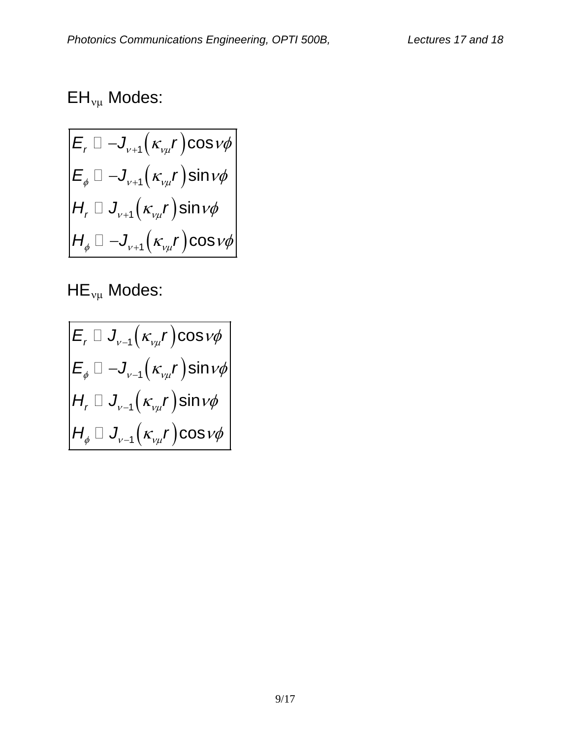EH$_{\nu\mu}$ Modes:

$$
\begin{aligned}
E_r &\propto -J_{\nu+1}\left(\kappa_{\nu\mu} r\right)\cos\nu\phi \\
E_\phi &\propto -J_{\nu+1}\left(\kappa_{\nu\mu} r\right)\sin\nu\phi \\
H_r &\propto J_{\nu+1}\left(\kappa_{\nu\mu} r\right)\sin\nu\phi \\
H_\phi &\propto -J_{\nu+1}\left(\kappa_{\nu\mu} r\right)\cos\nu\phi
\end{aligned}
$$

HE$_{\nu\mu}$ Modes:

$$
\begin{aligned}
E_r &\propto J_{\nu-1}\left(\kappa_{\nu\mu} r\right)\cos\nu\phi \\
E_\phi &\propto -J_{\nu-1}\left(\kappa_{\nu\mu} r\right)\sin\nu\phi \\
H_r &\propto J_{\nu-1}\left(\kappa_{\nu\mu} r\right)\sin\nu\phi \\
H_\phi &\propto J_{\nu-1}\left(\kappa_{\nu\mu} r\right)\cos\nu\phi
\end{aligned}
$$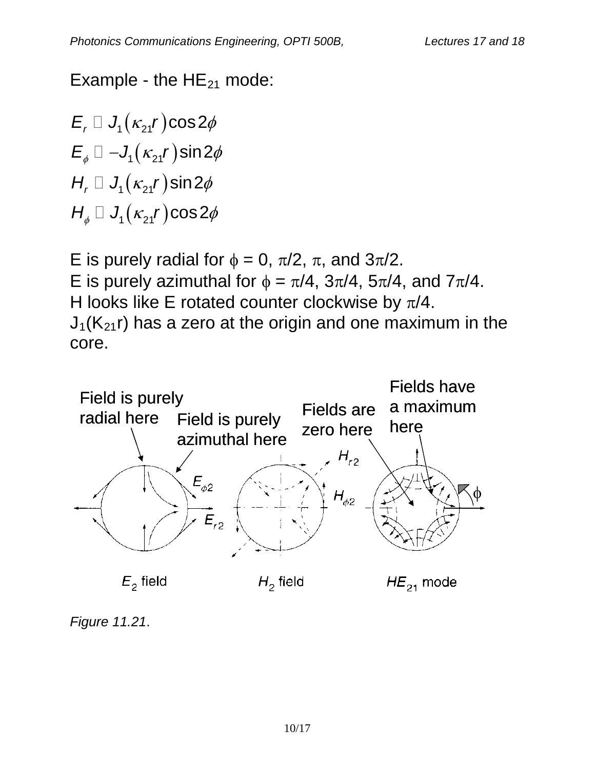Example - the $HE_{21}$ mode:

$$E_r \propto J_1(\kappa_{21} r)\cos 2\phi$$
$$E_\phi \propto -J_1(\kappa_{21} r)\sin 2\phi$$
$$H_r \propto J_1(\kappa_{21} r)\sin 2\phi$$
$$H_\phi \propto J_1(\kappa_{21} r)\cos 2\phi$$

E is purely radial for $\phi = 0, \pi/2, \pi$, and $3\pi/2$.
E is purely azimuthal for $\phi = \pi/4, 3\pi/4, 5\pi/4$, and $7\pi/4$.
H looks like E rotated counter clockwise by $\pi/4$.
$J_1(K_{21}r)$ has a zero at the origin and one maximum in the core.

Field is purely radial here

Field is purely azimuthal here

Fields are zero here

Fields have a maximum here

$E_2$ field $H_2$ field $HE_{21}$ mode

*Figure 11.21*.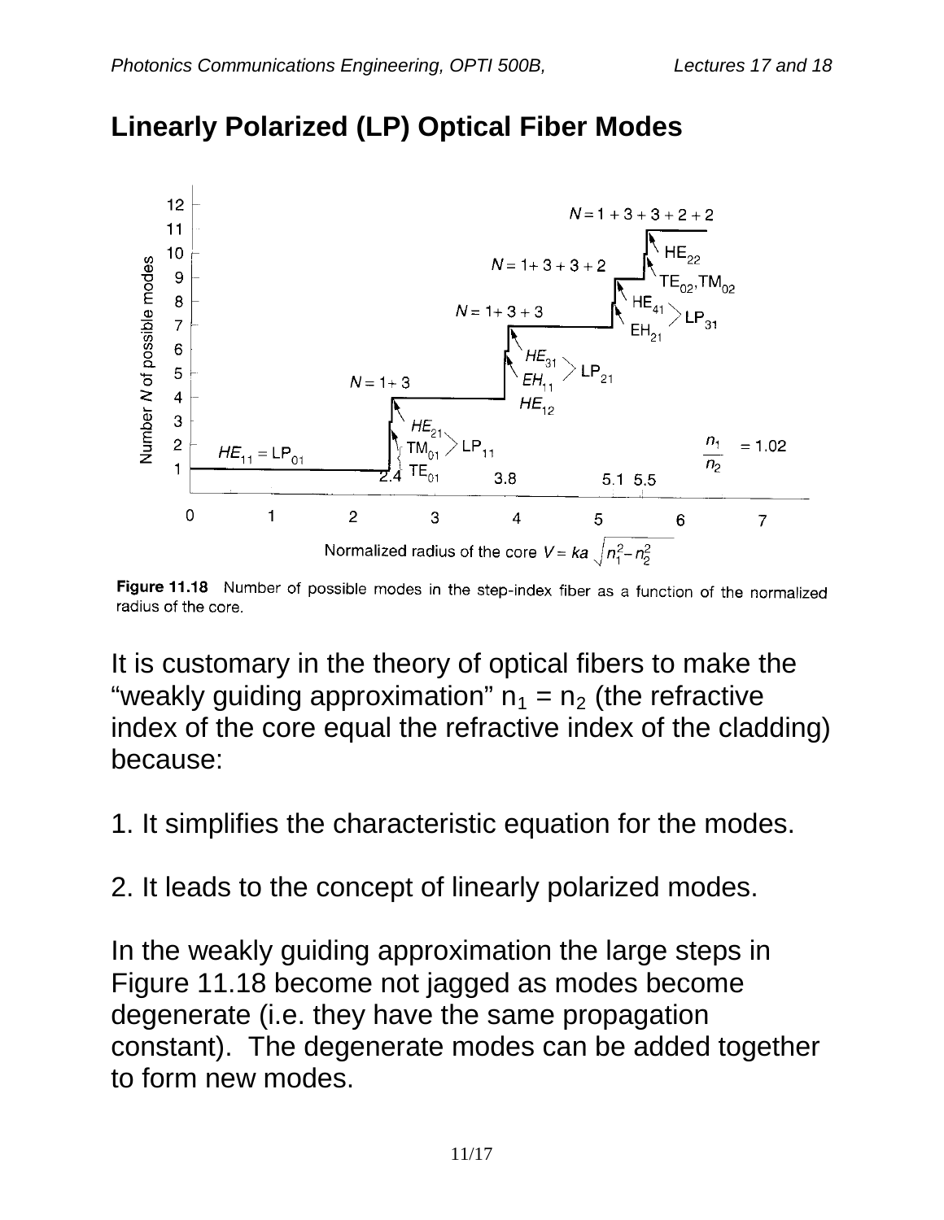# Linearly Polarized (LP) Optical Fiber Modes

**Figure 11.18** Number of possible modes in the step-index fiber as a function of the normalized radius of the core.

It is customary in the theory of optical fibers to make the "weakly guiding approximation" $n_1 = n_2$ (the refractive index of the core equal the refractive index of the cladding) because:

1. It simplifies the characteristic equation for the modes.

2. It leads to the concept of linearly polarized modes.

In the weakly guiding approximation the large steps in Figure 11.18 become not jagged as modes become degenerate (i.e. they have the same propagation constant). The degenerate modes can be added together to form new modes.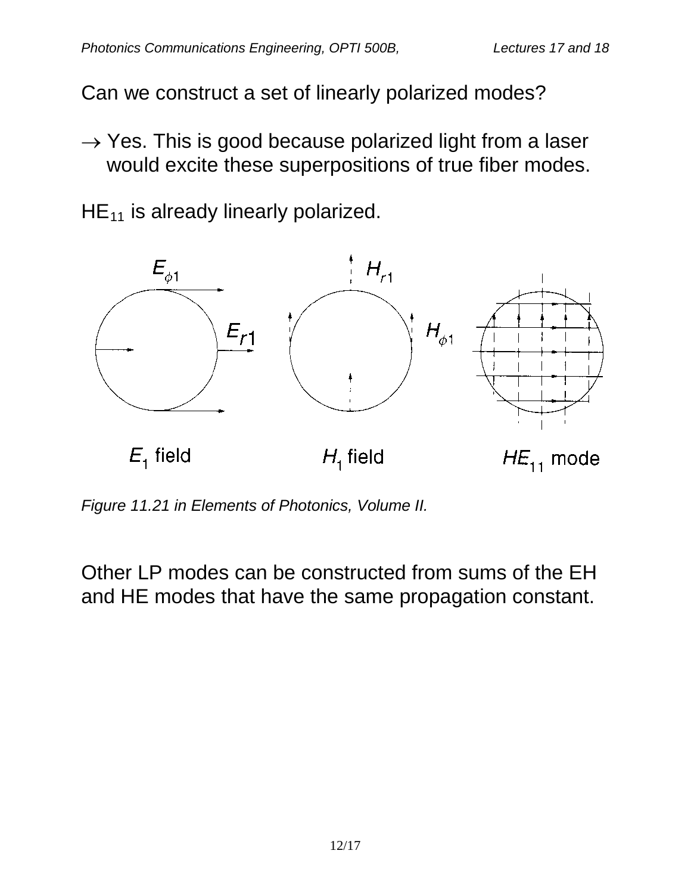Can we construct a set of linearly polarized modes?

→ Yes. This is good because polarized light from a laser would excite these superpositions of true fiber modes.

$HE_{11}$ is already linearly polarized.

*Figure 11.21 in Elements of Photonics, Volume II.*

Other LP modes can be constructed from sums of the EH and HE modes that have the same propagation constant.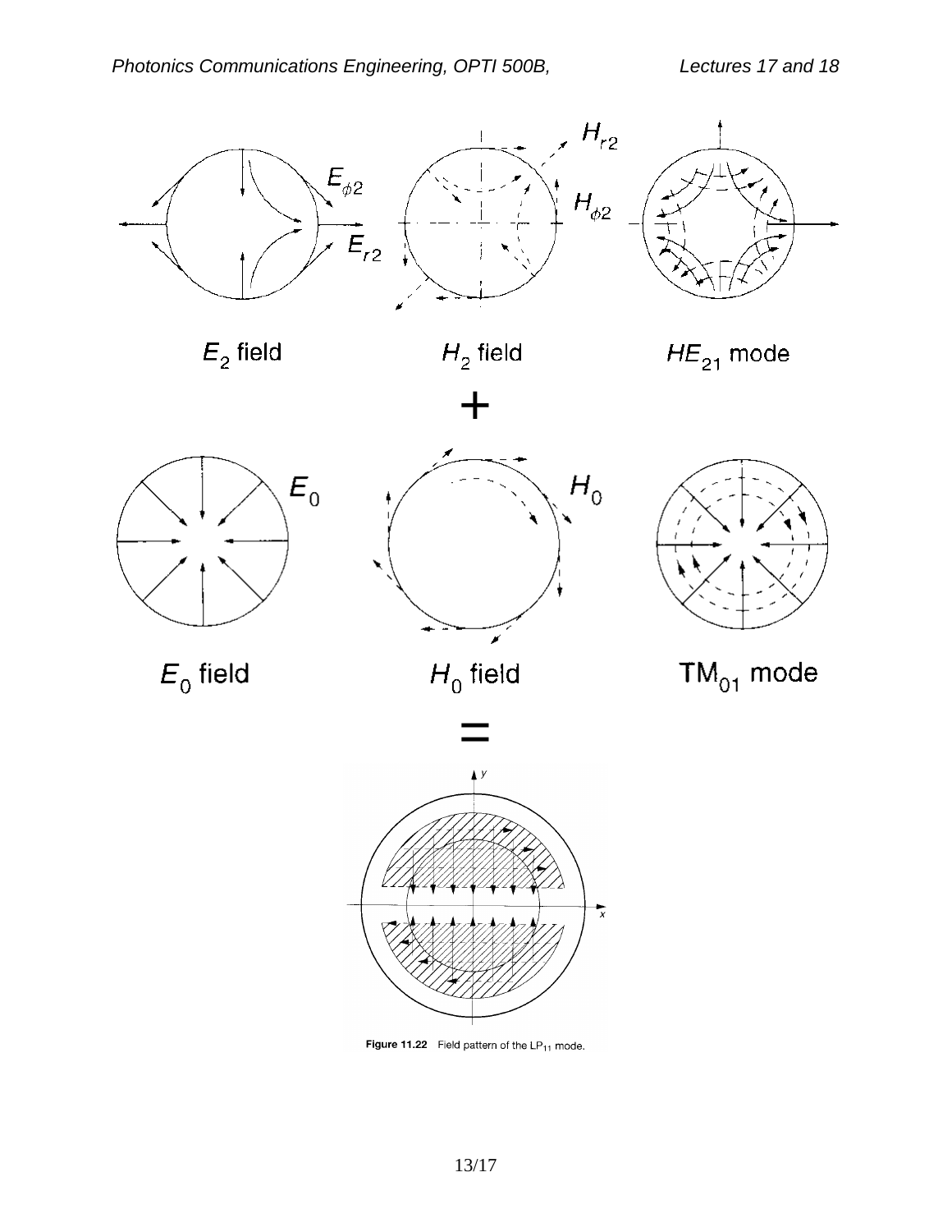$E_{\phi 2}$

$E_{r2}$

$H_{r2}$

$H_{\phi 2}$

$E_2$ field $\quad$ $H_2$ field $\quad$ $HE_{21}$ mode

+

$E_0$

$H_0$

$E_0$ field $\quad$ $H_0$ field $\quad$ $TM_{01}$ mode

=

**Figure 11.22** Field pattern of the $LP_{11}$ mode.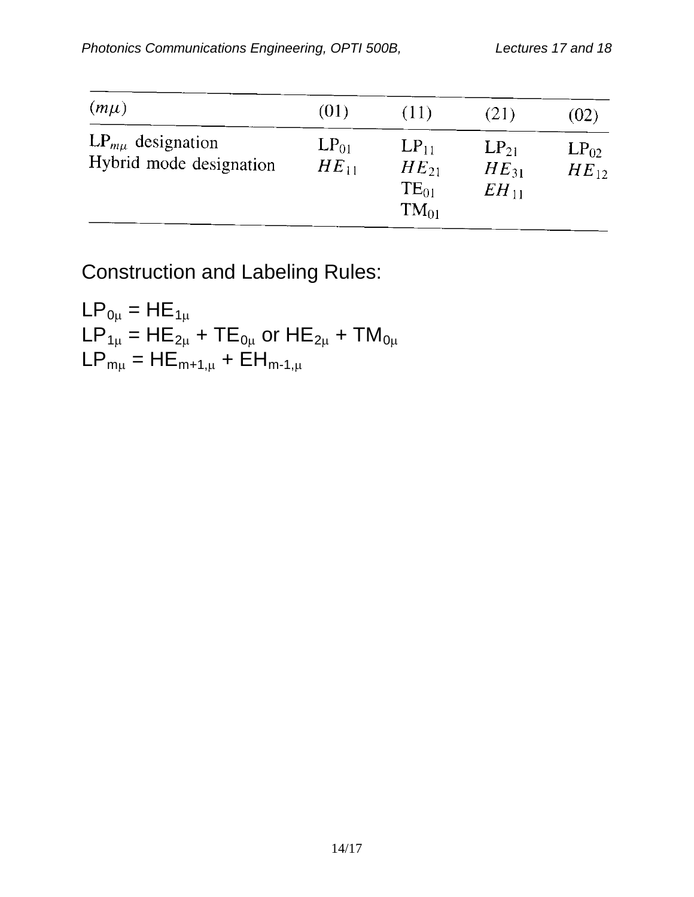| $(m\mu)$ | (01) | (11) | (21) | (02) |
| --- | --- | --- | --- | --- |
| $LP_{m\mu}$ designation<br>Hybrid mode designation | $LP_{01}$<br>$HE_{11}$ | $LP_{11}$<br>$HE_{21}$<br>$TE_{01}$<br>$TM_{01}$ | $LP_{21}$<br>$HE_{31}$<br>$EH_{11}$ | $LP_{02}$<br>$HE_{12}$ |

## Construction and Labeling Rules:

$LP_{0\mu} = HE_{1\mu}$

$LP_{1\mu} = HE_{2\mu} + TE_{0\mu}$ or $HE_{2\mu} + TM_{0\mu}$

$LP_{m\mu} = HE_{m+1,\mu} + EH_{m-1,\mu}$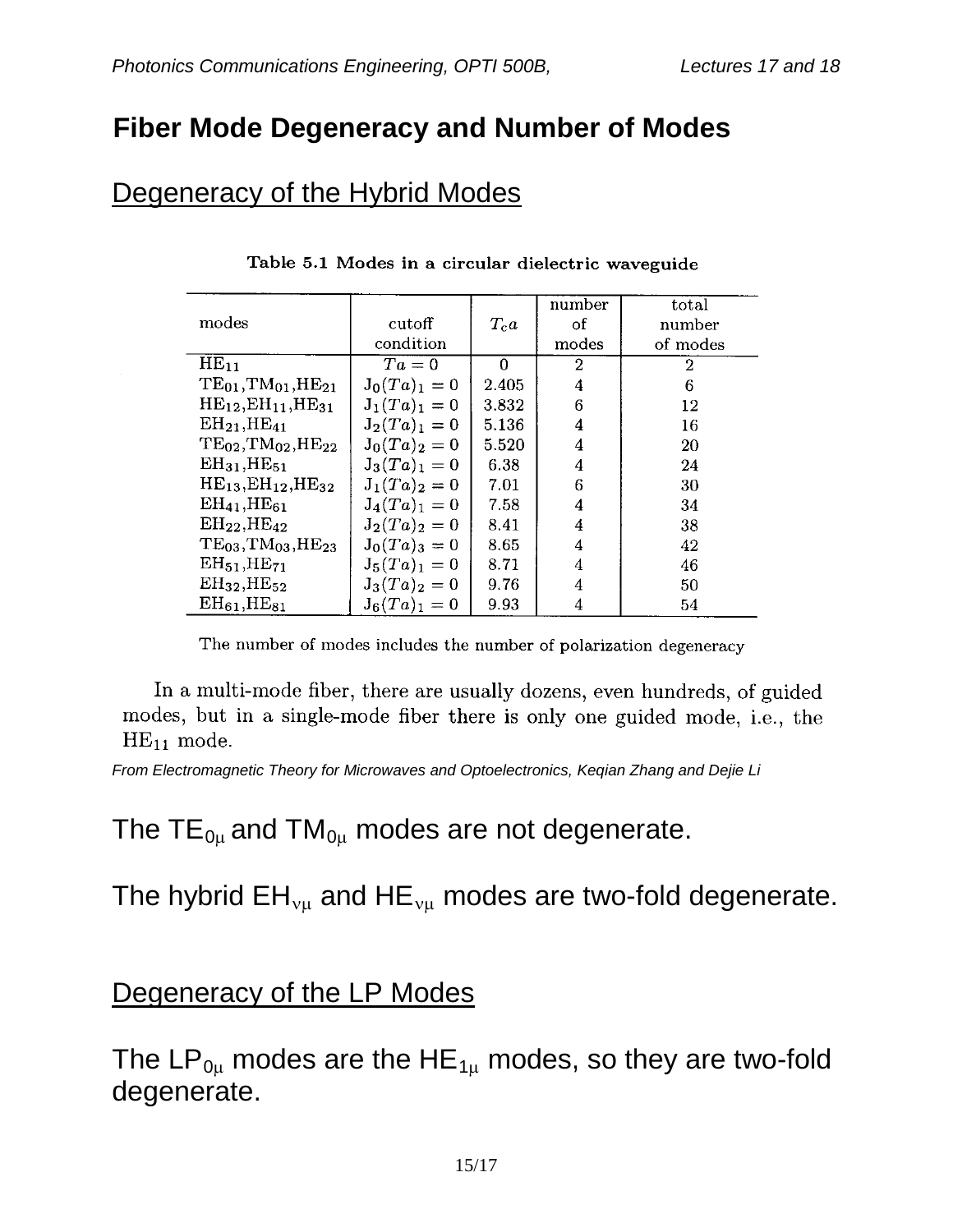# Fiber Mode Degeneracy and Number of Modes

## Degeneracy of the Hybrid Modes

Table 5.1 Modes in a circular dielectric waveguide

| modes | cutoff condition | $T_c a$ | number of modes | total number of modes |
|---|---|---|---|---|
| $HE_{11}$ | $Ta = 0$ | 0 | 2 | 2 |
| $TE_{01}$, $TM_{01}$, $HE_{21}$ | $J_0(Ta)_1 = 0$ | 2.405 | 4 | 6 |
| $HE_{12}$, $EH_{11}$, $HE_{31}$ | $J_1(Ta)_1 = 0$ | 3.832 | 6 | 12 |
| $EH_{21}$, $HE_{41}$ | $J_2(Ta)_1 = 0$ | 5.136 | 4 | 16 |
| $TE_{02}$, $TM_{02}$, $HE_{22}$ | $J_0(Ta)_2 = 0$ | 5.520 | 4 | 20 |
| $EH_{31}$, $HE_{51}$ | $J_3(Ta)_1 = 0$ | 6.38 | 4 | 24 |
| $HE_{13}$, $EH_{12}$, $HE_{32}$ | $J_1(Ta)_2 = 0$ | 7.01 | 6 | 30 |
| $EH_{41}$, $HE_{61}$ | $J_4(Ta)_1 = 0$ | 7.58 | 4 | 34 |
| $EH_{22}$, $HE_{42}$ | $J_2(Ta)_2 = 0$ | 8.41 | 4 | 38 |
| $TE_{03}$, $TM_{03}$, $HE_{23}$ | $J_0(Ta)_3 = 0$ | 8.65 | 4 | 42 |
| $EH_{51}$, $HE_{71}$ | $J_5(Ta)_1 = 0$ | 8.71 | 4 | 46 |
| $EH_{32}$, $HE_{52}$ | $J_3(Ta)_2 = 0$ | 9.76 | 4 | 50 |
| $EH_{61}$, $HE_{81}$ | $J_6(Ta)_1 = 0$ | 9.93 | 4 | 54 |

The number of modes includes the number of polarization degeneracy

In a multi-mode fiber, there are usually dozens, even hundreds, of guided modes, but in a single-mode fiber there is only one guided mode, i.e., the $HE_{11}$ mode.

*From Electromagnetic Theory for Microwaves and Optoelectronics, Keqian Zhang and Dejie Li*

The $TE_{0\mu}$ and $TM_{0\mu}$ modes are not degenerate.

The hybrid $EH_{\nu\mu}$ and $HE_{\nu\mu}$ modes are two-fold degenerate.

## Degeneracy of the LP Modes

The $LP_{0\mu}$ modes are the $HE_{1\mu}$ modes, so they are two-fold degenerate.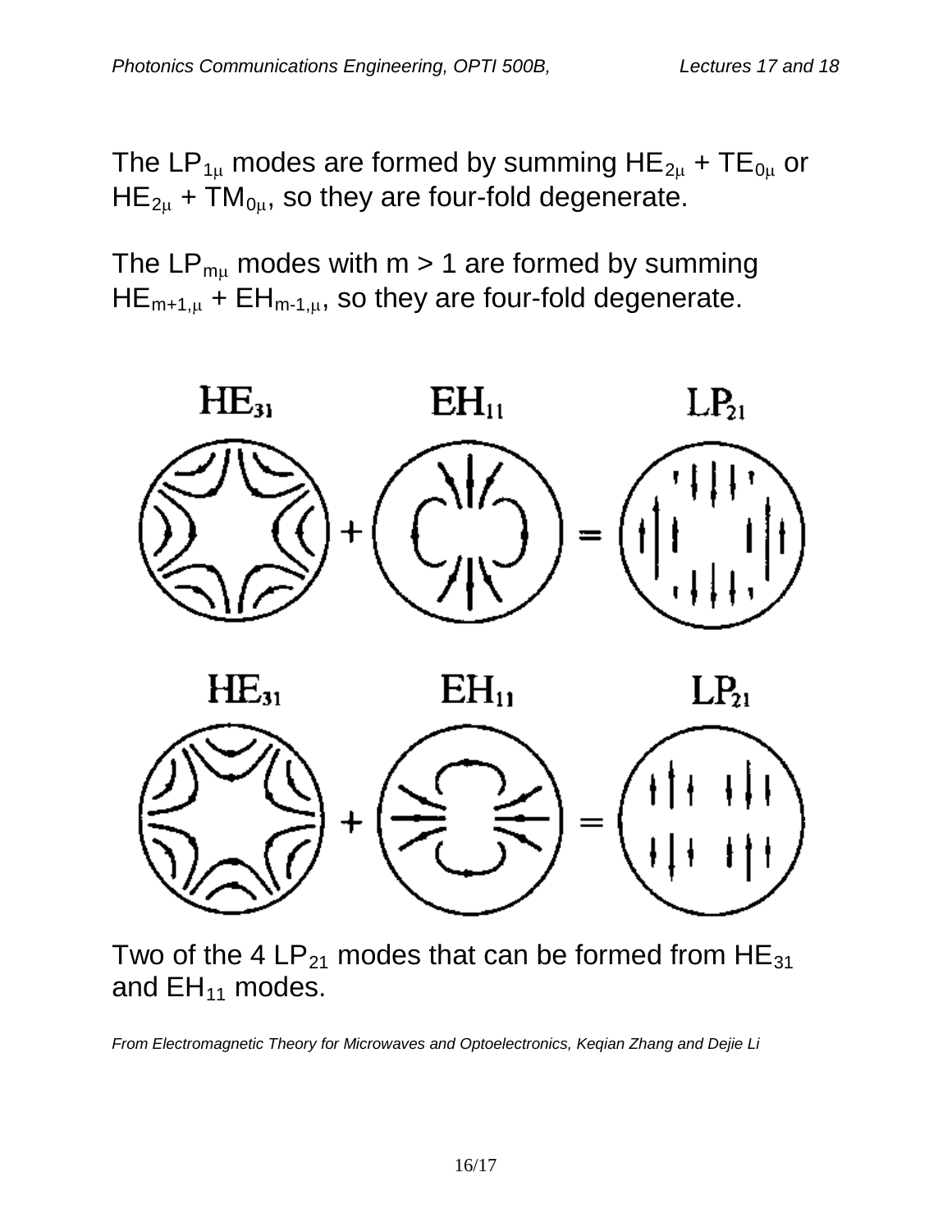The $LP_{1\mu}$ modes are formed by summing $HE_{2\mu}$ + $TE_{0\mu}$ or $HE_{2\mu}$ + $TM_{0\mu}$, so they are four-fold degenerate.

The $LP_{m\mu}$ modes with m > 1 are formed by summing $HE_{m+1,\mu}$ + $EH_{m-1,\mu}$, so they are four-fold degenerate.

Two of the 4 $LP_{21}$ modes that can be formed from $HE_{31}$ and $EH_{11}$ modes.

*From Electromagnetic Theory for Microwaves and Optoelectronics, Keqian Zhang and Dejie Li*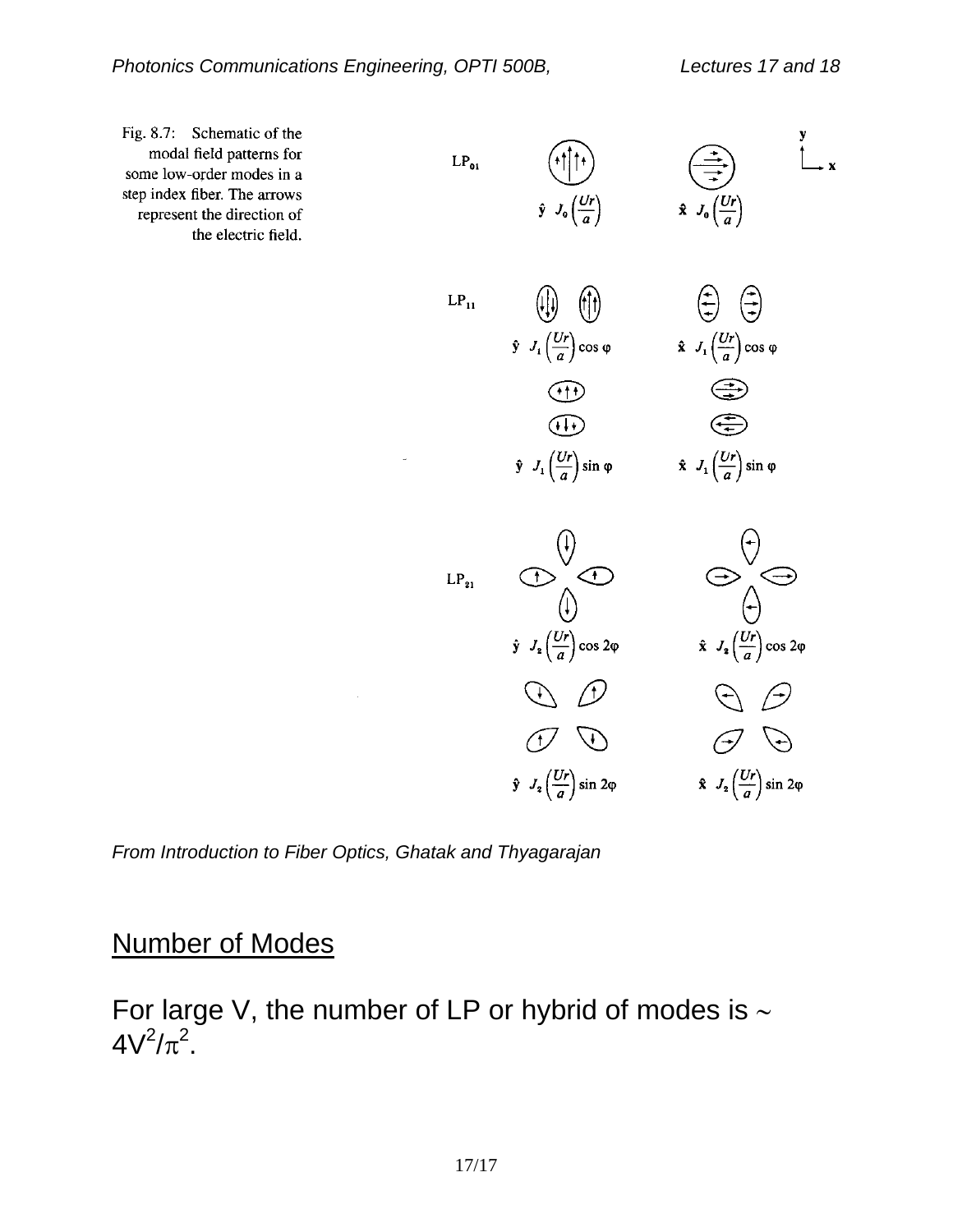Fig. 8.7: Schematic of the modal field patterns for some low-order modes in a step index fiber. The arrows represent the direction of the electric field.

$LP_{01}$

$\hat{\mathbf{y}} \; J_0\left(\frac{Ur}{a}\right)$

$\hat{\mathbf{x}} \; J_0\left(\frac{Ur}{a}\right)$

y

x

$LP_{11}$

$\hat{\mathbf{y}} \; J_1\left(\frac{Ur}{a}\right) \cos\varphi$

$\hat{\mathbf{x}} \; J_1\left(\frac{Ur}{a}\right) \cos\varphi$

$\hat{\mathbf{y}} \; J_1\left(\frac{Ur}{a}\right) \sin\varphi$

$\hat{\mathbf{x}} \; J_1\left(\frac{Ur}{a}\right) \sin\varphi$

$LP_{21}$

$\hat{\mathbf{y}} \; J_2\left(\frac{Ur}{a}\right) \cos 2\varphi$

$\hat{\mathbf{x}} \; J_2\left(\frac{Ur}{a}\right) \cos 2\varphi$

$\hat{\mathbf{y}} \; J_2\left(\frac{Ur}{a}\right) \sin 2\varphi$

$\hat{\mathbf{x}} \; J_2\left(\frac{Ur}{a}\right) \sin 2\varphi$

*From Introduction to Fiber Optics, Ghatak and Thyagarajan*

## Number of Modes

For large V, the number of LP or hybrid of modes is $\sim 4V^2/\pi^2$.